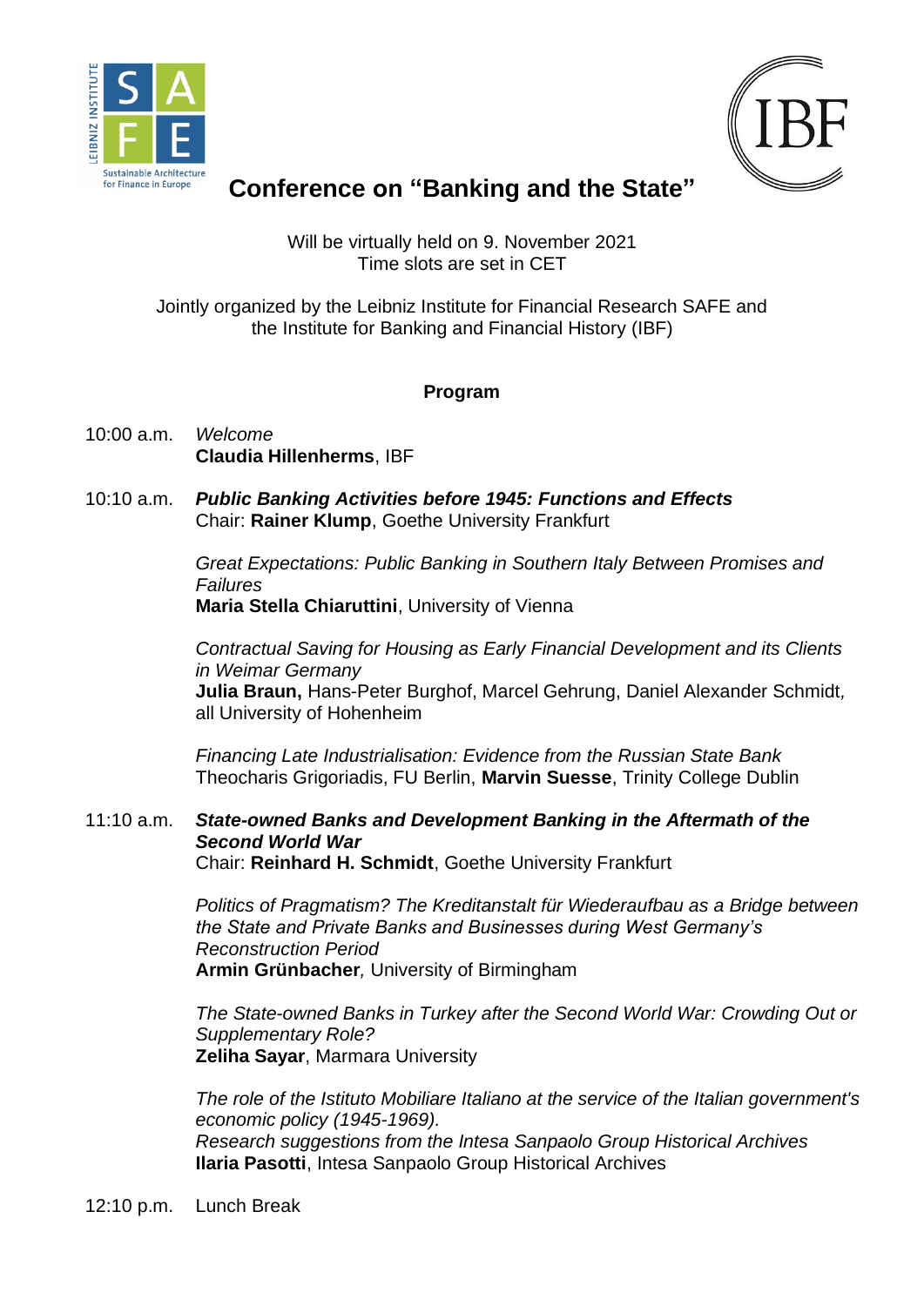# Conference on “Banking and the State”

Will be virtually held on 9. November 2021
Time slots are set in CET

Jointly organized by the Leibniz Institute for Financial Research SAFE and the Institute for Banking and Financial History (IBF)

## Program

10:00 a.m. *Welcome*
**Claudia Hillenherms**, IBF

10:10 a.m. ***Public Banking Activities before 1945: Functions and Effects***
Chair: **Rainer Klump**, Goethe University Frankfurt

*Great Expectations: Public Banking in Southern Italy Between Promises and Failures*
**Maria Stella Chiaruttini**, University of Vienna

*Contractual Saving for Housing as Early Financial Development and its Clients in Weimar Germany*
**Julia Braun,** Hans-Peter Burghof, Marcel Gehrung, Daniel Alexander Schmidt, all University of Hohenheim

*Financing Late Industrialisation: Evidence from the Russian State Bank*
Theocharis Grigoriadis, FU Berlin, **Marvin Suesse**, Trinity College Dublin

11:10 a.m. ***State-owned Banks and Development Banking in the Aftermath of the Second World War***
Chair: **Reinhard H. Schmidt**, Goethe University Frankfurt

*Politics of Pragmatism? The Kreditanstalt für Wiederaufbau as a Bridge between the State and Private Banks and Businesses during West Germany’s Reconstruction Period*
**Armin Grünbacher***,* University of Birmingham

*The State-owned Banks in Turkey after the Second World War: Crowding Out or Supplementary Role?*
**Zeliha Sayar**, Marmara University

*The role of the Istituto Mobiliare Italiano at the service of the Italian government's economic policy (1945-1969).*
*Research suggestions from the Intesa Sanpaolo Group Historical Archives*
**Ilaria Pasotti**, Intesa Sanpaolo Group Historical Archives

12:10 p.m. Lunch Break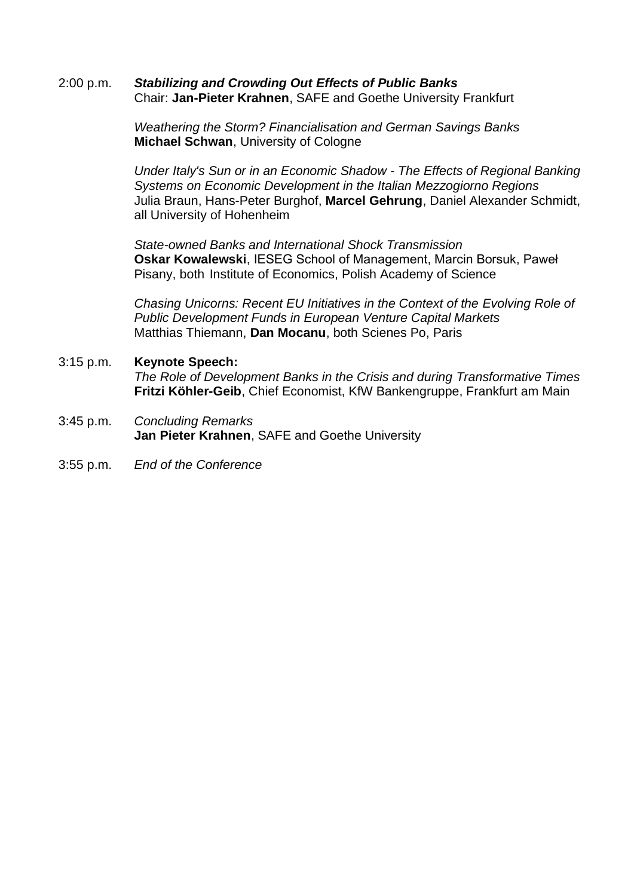2:00 p.m. ***Stabilizing and Crowding Out Effects of Public Banks***
Chair: **Jan-Pieter Krahnen**, SAFE and Goethe University Frankfurt

*Weathering the Storm? Financialisation and German Savings Banks*
**Michael Schwan**, University of Cologne

*Under Italy's Sun or in an Economic Shadow - The Effects of Regional Banking Systems on Economic Development in the Italian Mezzogiorno Regions*
Julia Braun, Hans-Peter Burghof, **Marcel Gehrung**, Daniel Alexander Schmidt, all University of Hohenheim

*State-owned Banks and International Shock Transmission*
**Oskar Kowalewski**, IESEG School of Management, Marcin Borsuk, Paweł Pisany, both Institute of Economics, Polish Academy of Science

*Chasing Unicorns: Recent EU Initiatives in the Context of the Evolving Role of Public Development Funds in European Venture Capital Markets*
Matthias Thiemann, **Dan Mocanu**, both Scienes Po, Paris

3:15 p.m. **Keynote Speech:**
*The Role of Development Banks in the Crisis and during Transformative Times*
**Fritzi Köhler-Geib**, Chief Economist, KfW Bankengruppe, Frankfurt am Main

3:45 p.m. *Concluding Remarks*
**Jan Pieter Krahnen**, SAFE and Goethe University

3:55 p.m. *End of the Conference*